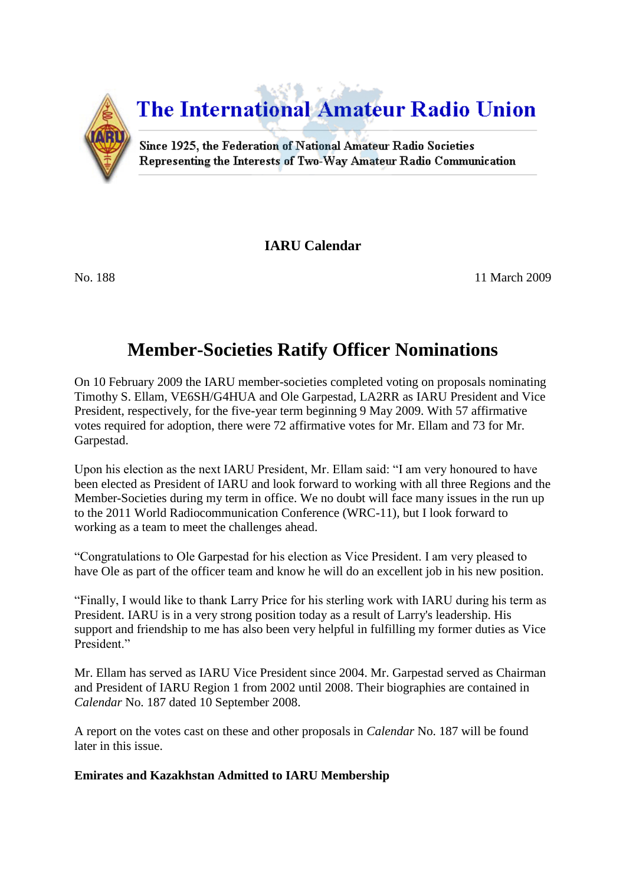# The International Amateur Radio Union

Since 1925, the Federation of National Amateur Radio Societies
Representing the Interests of Two-Way Amateur Radio Communication

**IARU Calendar**

No. 188 11 March 2009

## Member-Societies Ratify Officer Nominations

On 10 February 2009 the IARU member-societies completed voting on proposals nominating Timothy S. Ellam, VE6SH/G4HUA and Ole Garpestad, LA2RR as IARU President and Vice President, respectively, for the five-year term beginning 9 May 2009. With 57 affirmative votes required for adoption, there were 72 affirmative votes for Mr. Ellam and 73 for Mr. Garpestad.

Upon his election as the next IARU President, Mr. Ellam said: "I am very honoured to have been elected as President of IARU and look forward to working with all three Regions and the Member-Societies during my term in office. We no doubt will face many issues in the run up to the 2011 World Radiocommunication Conference (WRC-11), but I look forward to working as a team to meet the challenges ahead.

"Congratulations to Ole Garpestad for his election as Vice President. I am very pleased to have Ole as part of the officer team and know he will do an excellent job in his new position.

"Finally, I would like to thank Larry Price for his sterling work with IARU during his term as President. IARU is in a very strong position today as a result of Larry's leadership. His support and friendship to me has also been very helpful in fulfilling my former duties as Vice President."

Mr. Ellam has served as IARU Vice President since 2004. Mr. Garpestad served as Chairman and President of IARU Region 1 from 2002 until 2008. Their biographies are contained in *Calendar* No. 187 dated 10 September 2008.

A report on the votes cast on these and other proposals in *Calendar* No. 187 will be found later in this issue.

**Emirates and Kazakhstan Admitted to IARU Membership**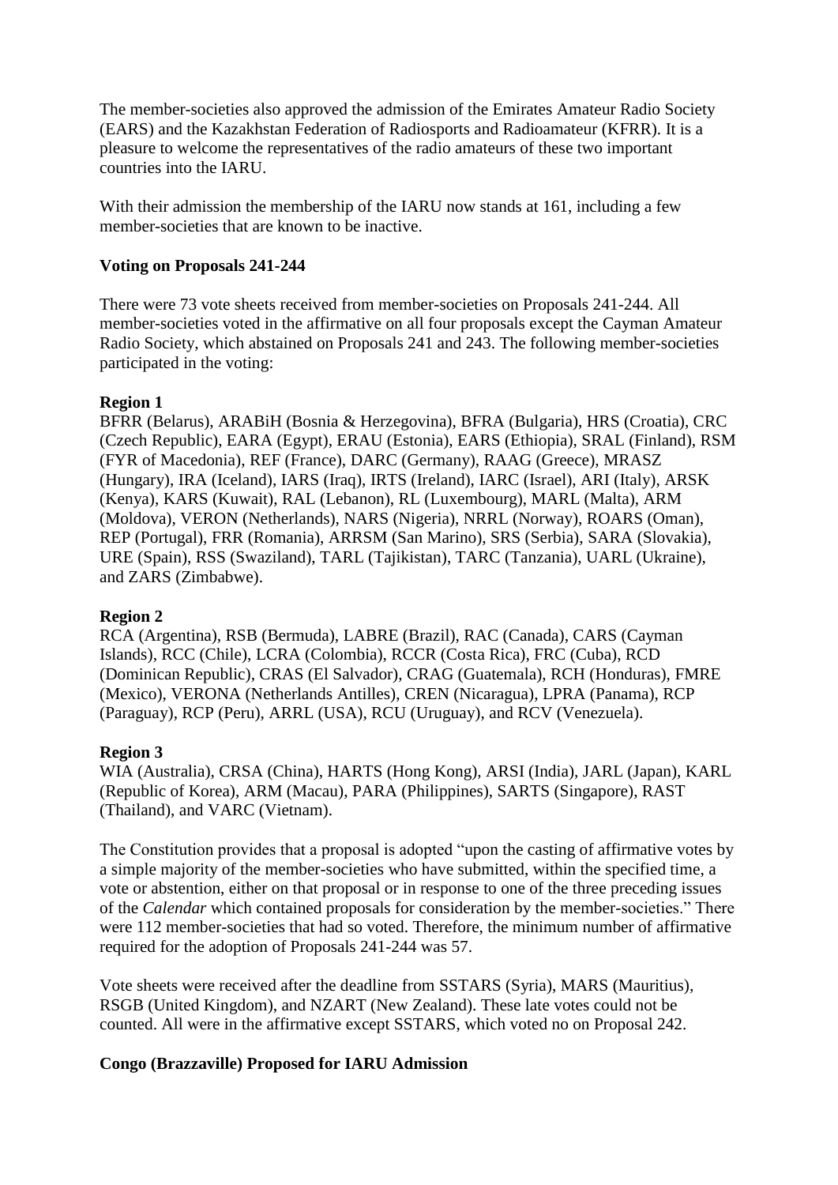The member-societies also approved the admission of the Emirates Amateur Radio Society (EARS) and the Kazakhstan Federation of Radiosports and Radioamateur (KFRR). It is a pleasure to welcome the representatives of the radio amateurs of these two important countries into the IARU.

With their admission the membership of the IARU now stands at 161, including a few member-societies that are known to be inactive.

**Voting on Proposals 241-244**

There were 73 vote sheets received from member-societies on Proposals 241-244. All member-societies voted in the affirmative on all four proposals except the Cayman Amateur Radio Society, which abstained on Proposals 241 and 243. The following member-societies participated in the voting:

**Region 1**
BFRR (Belarus), ARABiH (Bosnia & Herzegovina), BFRA (Bulgaria), HRS (Croatia), CRC (Czech Republic), EARA (Egypt), ERAU (Estonia), EARS (Ethiopia), SRAL (Finland), RSM (FYR of Macedonia), REF (France), DARC (Germany), RAAG (Greece), MRASZ (Hungary), IRA (Iceland), IARS (Iraq), IRTS (Ireland), IARC (Israel), ARI (Italy), ARSK (Kenya), KARS (Kuwait), RAL (Lebanon), RL (Luxembourg), MARL (Malta), ARM (Moldova), VERON (Netherlands), NARS (Nigeria), NRRL (Norway), ROARS (Oman), REP (Portugal), FRR (Romania), ARRSM (San Marino), SRS (Serbia), SARA (Slovakia), URE (Spain), RSS (Swaziland), TARL (Tajikistan), TARC (Tanzania), UARL (Ukraine), and ZARS (Zimbabwe).

**Region 2**
RCA (Argentina), RSB (Bermuda), LABRE (Brazil), RAC (Canada), CARS (Cayman Islands), RCC (Chile), LCRA (Colombia), RCCR (Costa Rica), FRC (Cuba), RCD (Dominican Republic), CRAS (El Salvador), CRAG (Guatemala), RCH (Honduras), FMRE (Mexico), VERONA (Netherlands Antilles), CREN (Nicaragua), LPRA (Panama), RCP (Paraguay), RCP (Peru), ARRL (USA), RCU (Uruguay), and RCV (Venezuela).

**Region 3**
WIA (Australia), CRSA (China), HARTS (Hong Kong), ARSI (India), JARL (Japan), KARL (Republic of Korea), ARM (Macau), PARA (Philippines), SARTS (Singapore), RAST (Thailand), and VARC (Vietnam).

The Constitution provides that a proposal is adopted "upon the casting of affirmative votes by a simple majority of the member-societies who have submitted, within the specified time, a vote or abstention, either on that proposal or in response to one of the three preceding issues of the *Calendar* which contained proposals for consideration by the member-societies." There were 112 member-societies that had so voted. Therefore, the minimum number of affirmative required for the adoption of Proposals 241-244 was 57.

Vote sheets were received after the deadline from SSTARS (Syria), MARS (Mauritius), RSGB (United Kingdom), and NZART (New Zealand). These late votes could not be counted. All were in the affirmative except SSTARS, which voted no on Proposal 242.

**Congo (Brazzaville) Proposed for IARU Admission**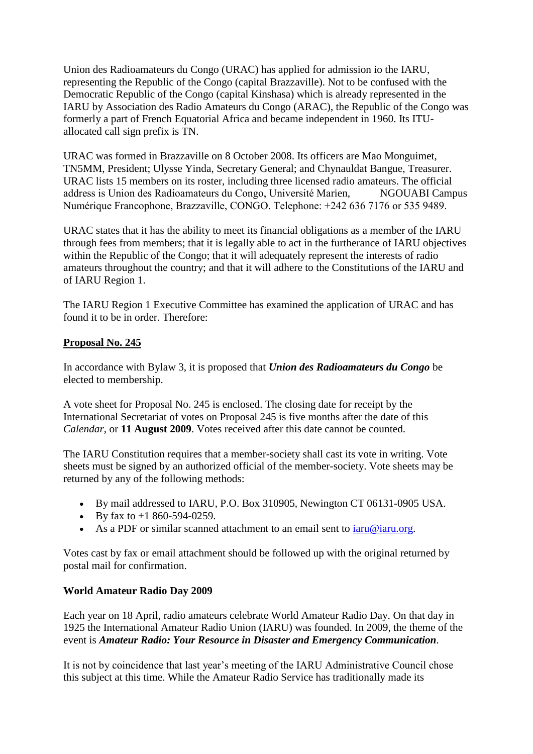Union des Radioamateurs du Congo (URAC) has applied for admission io the IARU, representing the Republic of the Congo (capital Brazzaville). Not to be confused with the Democratic Republic of the Congo (capital Kinshasa) which is already represented in the IARU by Association des Radio Amateurs du Congo (ARAC), the Republic of the Congo was formerly a part of French Equatorial Africa and became independent in 1960. Its ITU-allocated call sign prefix is TN.

URAC was formed in Brazzaville on 8 October 2008. Its officers are Mao Monguimet, TN5MM, President; Ulysse Yinda, Secretary General; and Chynauldat Bangue, Treasurer. URAC lists 15 members on its roster, including three licensed radio amateurs. The official address is Union des Radioamateurs du Congo, Université Marien, NGOUABI Campus Numérique Francophone, Brazzaville, CONGO. Telephone: +242 636 7176 or 535 9489.

URAC states that it has the ability to meet its financial obligations as a member of the IARU through fees from members; that it is legally able to act in the furtherance of IARU objectives within the Republic of the Congo; that it will adequately represent the interests of radio amateurs throughout the country; and that it will adhere to the Constitutions of the IARU and of IARU Region 1.

The IARU Region 1 Executive Committee has examined the application of URAC and has found it to be in order. Therefore:

**Proposal No. 245**

In accordance with Bylaw 3, it is proposed that ***Union des Radioamateurs du Congo*** be elected to membership.

A vote sheet for Proposal No. 245 is enclosed. The closing date for receipt by the International Secretariat of votes on Proposal 245 is five months after the date of this *Calendar*, or **11 August 2009**. Votes received after this date cannot be counted.

The IARU Constitution requires that a member-society shall cast its vote in writing. Vote sheets must be signed by an authorized official of the member-society. Vote sheets may be returned by any of the following methods:

- By mail addressed to IARU, P.O. Box 310905, Newington CT 06131-0905 USA.
- By fax to +1 860-594-0259.
- As a PDF or similar scanned attachment to an email sent to iaru@iaru.org.

Votes cast by fax or email attachment should be followed up with the original returned by postal mail for confirmation.

**World Amateur Radio Day 2009**

Each year on 18 April, radio amateurs celebrate World Amateur Radio Day. On that day in 1925 the International Amateur Radio Union (IARU) was founded. In 2009, the theme of the event is ***Amateur Radio: Your Resource in Disaster and Emergency Communication***.

It is not by coincidence that last year's meeting of the IARU Administrative Council chose this subject at this time. While the Amateur Radio Service has traditionally made its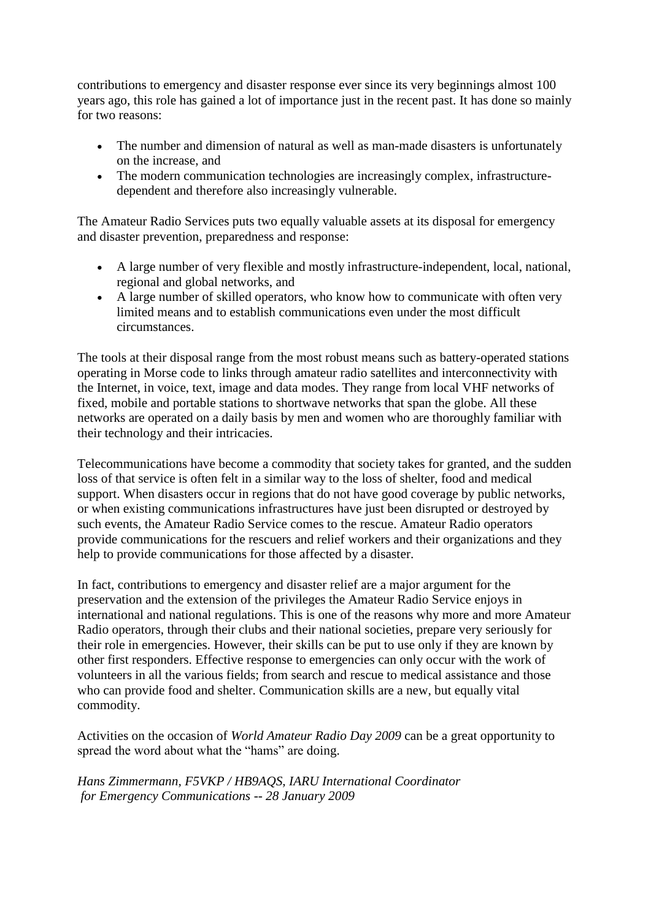contributions to emergency and disaster response ever since its very beginnings almost 100 years ago, this role has gained a lot of importance just in the recent past. It has done so mainly for two reasons:

- The number and dimension of natural as well as man-made disasters is unfortunately on the increase, and
- The modern communication technologies are increasingly complex, infrastructure-dependent and therefore also increasingly vulnerable.

The Amateur Radio Services puts two equally valuable assets at its disposal for emergency and disaster prevention, preparedness and response:

- A large number of very flexible and mostly infrastructure-independent, local, national, regional and global networks, and
- A large number of skilled operators, who know how to communicate with often very limited means and to establish communications even under the most difficult circumstances.

The tools at their disposal range from the most robust means such as battery-operated stations operating in Morse code to links through amateur radio satellites and interconnectivity with the Internet, in voice, text, image and data modes. They range from local VHF networks of fixed, mobile and portable stations to shortwave networks that span the globe. All these networks are operated on a daily basis by men and women who are thoroughly familiar with their technology and their intricacies.

Telecommunications have become a commodity that society takes for granted, and the sudden loss of that service is often felt in a similar way to the loss of shelter, food and medical support. When disasters occur in regions that do not have good coverage by public networks, or when existing communications infrastructures have just been disrupted or destroyed by such events, the Amateur Radio Service comes to the rescue. Amateur Radio operators provide communications for the rescuers and relief workers and their organizations and they help to provide communications for those affected by a disaster.

In fact, contributions to emergency and disaster relief are a major argument for the preservation and the extension of the privileges the Amateur Radio Service enjoys in international and national regulations. This is one of the reasons why more and more Amateur Radio operators, through their clubs and their national societies, prepare very seriously for their role in emergencies. However, their skills can be put to use only if they are known by other first responders. Effective response to emergencies can only occur with the work of volunteers in all the various fields; from search and rescue to medical assistance and those who can provide food and shelter. Communication skills are a new, but equally vital commodity.

Activities on the occasion of *World Amateur Radio Day 2009* can be a great opportunity to spread the word about what the "hams" are doing.

*Hans Zimmermann, F5VKP / HB9AQS, IARU International Coordinator for Emergency Communications -- 28 January 2009*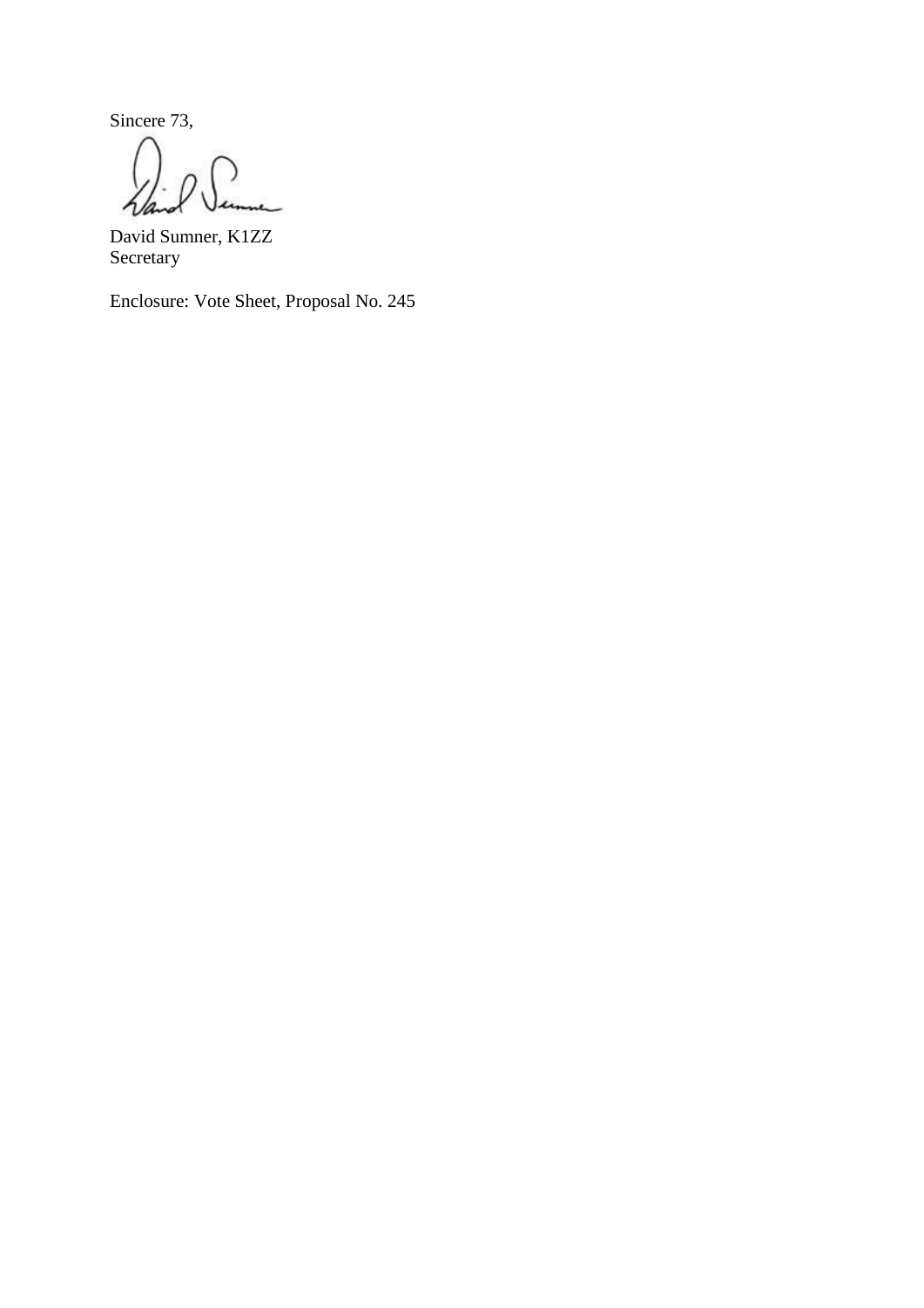Sincere 73,

David Sumner, K1ZZ
Secretary

Enclosure: Vote Sheet, Proposal No. 245